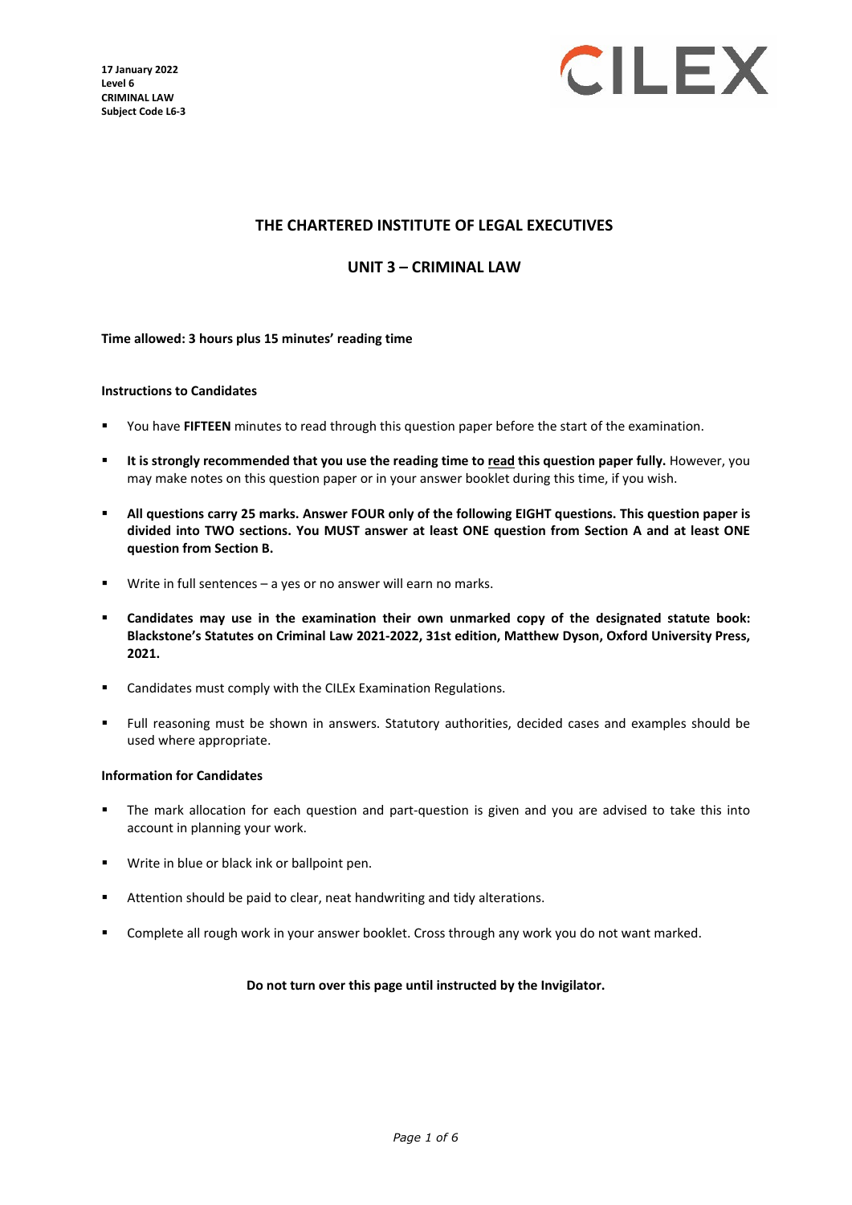**17 January 2022**
**Level 6**
**CRIMINAL LAW**
**Subject Code L6-3**

CILEX

# THE CHARTERED INSTITUTE OF LEGAL EXECUTIVES

## UNIT 3 – CRIMINAL LAW

**Time allowed: 3 hours plus 15 minutes' reading time**

**Instructions to Candidates**

- You have **FIFTEEN** minutes to read through this question paper before the start of the examination.
- **It is strongly recommended that you use the reading time to read this question paper fully.** However, you may make notes on this question paper or in your answer booklet during this time, if you wish.
- **All questions carry 25 marks. Answer FOUR only of the following EIGHT questions. This question paper is divided into TWO sections. You MUST answer at least ONE question from Section A and at least ONE question from Section B.**
- Write in full sentences – a yes or no answer will earn no marks.
- **Candidates may use in the examination their own unmarked copy of the designated statute book: Blackstone's Statutes on Criminal Law 2021-2022, 31st edition, Matthew Dyson, Oxford University Press, 2021.**
- Candidates must comply with the CILEx Examination Regulations.
- Full reasoning must be shown in answers. Statutory authorities, decided cases and examples should be used where appropriate.

**Information for Candidates**

- The mark allocation for each question and part-question is given and you are advised to take this into account in planning your work.
- Write in blue or black ink or ballpoint pen.
- Attention should be paid to clear, neat handwriting and tidy alterations.
- Complete all rough work in your answer booklet. Cross through any work you do not want marked.

**Do not turn over this page until instructed by the Invigilator.**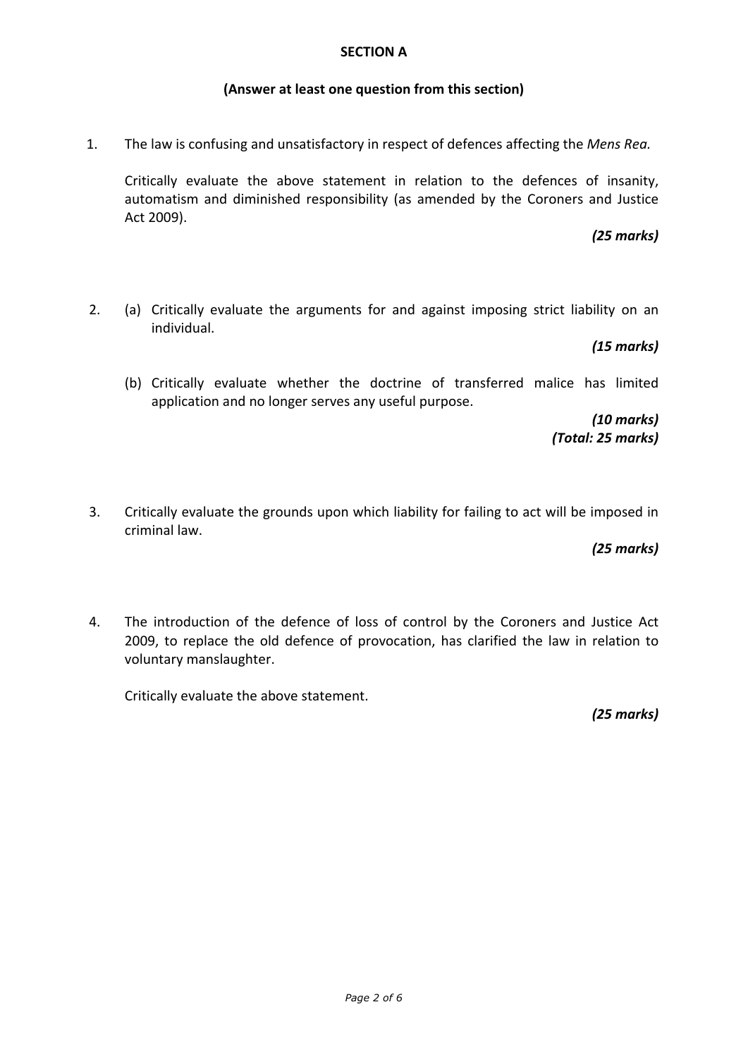## SECTION A

**(Answer at least one question from this section)**

1. The law is confusing and unsatisfactory in respect of defences affecting the *Mens Rea.*

   Critically evaluate the above statement in relation to the defences of insanity, automatism and diminished responsibility (as amended by the Coroners and Justice Act 2009).

   ***(25 marks)***

2. (a) Critically evaluate the arguments for and against imposing strict liability on an individual.

   ***(15 marks)***

   (b) Critically evaluate whether the doctrine of transferred malice has limited application and no longer serves any useful purpose.

   ***(10 marks)***
   ***(Total: 25 marks)***

3. Critically evaluate the grounds upon which liability for failing to act will be imposed in criminal law.

   ***(25 marks)***

4. The introduction of the defence of loss of control by the Coroners and Justice Act 2009, to replace the old defence of provocation, has clarified the law in relation to voluntary manslaughter.

   Critically evaluate the above statement.

   ***(25 marks)***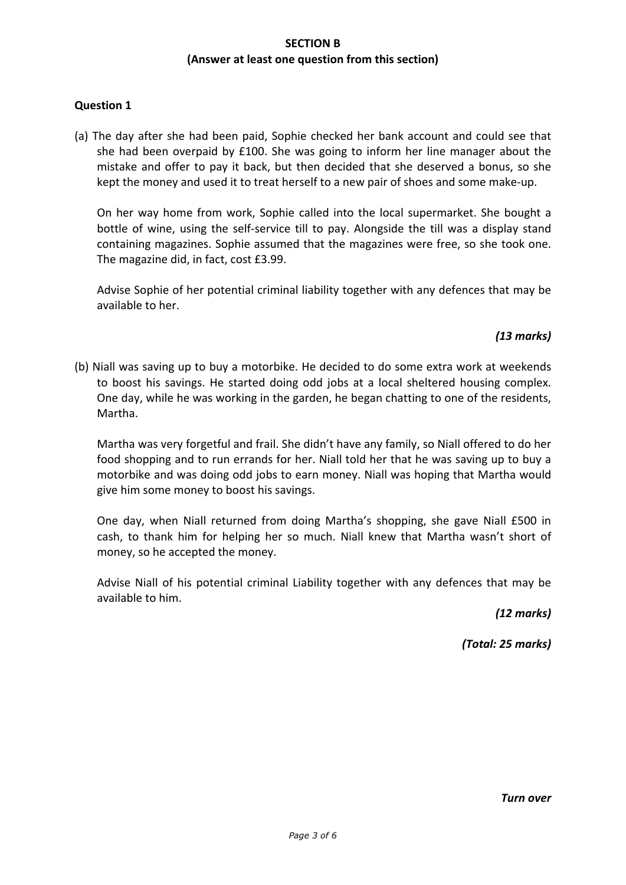**SECTION B**

**(Answer at least one question from this section)**

**Question 1**

(a) The day after she had been paid, Sophie checked her bank account and could see that she had been overpaid by £100. She was going to inform her line manager about the mistake and offer to pay it back, but then decided that she deserved a bonus, so she kept the money and used it to treat herself to a new pair of shoes and some make-up.

On her way home from work, Sophie called into the local supermarket. She bought a bottle of wine, using the self-service till to pay. Alongside the till was a display stand containing magazines. Sophie assumed that the magazines were free, so she took one. The magazine did, in fact, cost £3.99.

Advise Sophie of her potential criminal liability together with any defences that may be available to her.

***(13 marks)***

(b) Niall was saving up to buy a motorbike. He decided to do some extra work at weekends to boost his savings. He started doing odd jobs at a local sheltered housing complex. One day, while he was working in the garden, he began chatting to one of the residents, Martha.

Martha was very forgetful and frail. She didn't have any family, so Niall offered to do her food shopping and to run errands for her. Niall told her that he was saving up to buy a motorbike and was doing odd jobs to earn money. Niall was hoping that Martha would give him some money to boost his savings.

One day, when Niall returned from doing Martha's shopping, she gave Niall £500 in cash, to thank him for helping her so much. Niall knew that Martha wasn't short of money, so he accepted the money.

Advise Niall of his potential criminal Liability together with any defences that may be available to him.

***(12 marks)***

***(Total: 25 marks)***

***Turn over***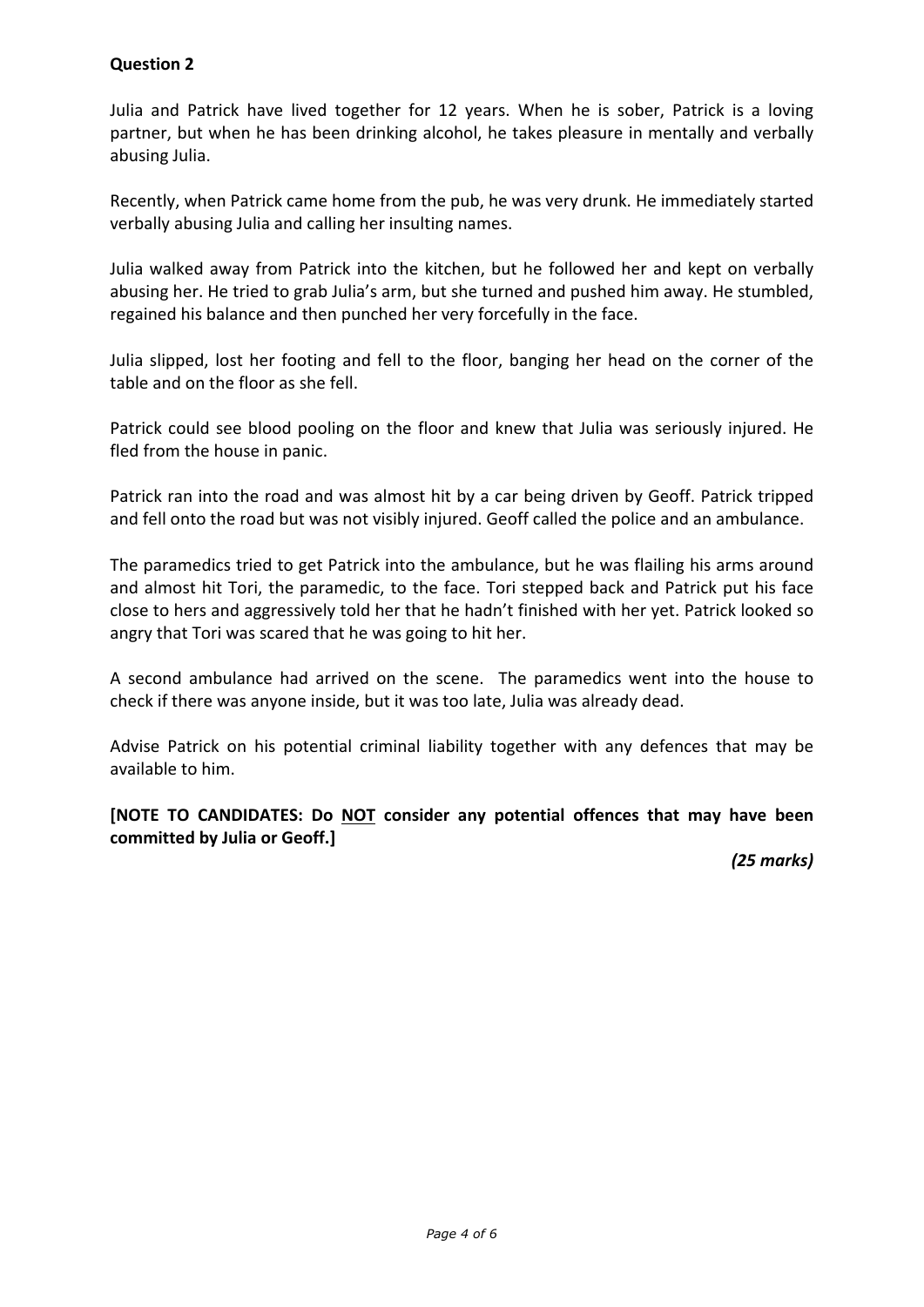**Question 2**

Julia and Patrick have lived together for 12 years. When he is sober, Patrick is a loving partner, but when he has been drinking alcohol, he takes pleasure in mentally and verbally abusing Julia.

Recently, when Patrick came home from the pub, he was very drunk. He immediately started verbally abusing Julia and calling her insulting names.

Julia walked away from Patrick into the kitchen, but he followed her and kept on verbally abusing her. He tried to grab Julia's arm, but she turned and pushed him away. He stumbled, regained his balance and then punched her very forcefully in the face.

Julia slipped, lost her footing and fell to the floor, banging her head on the corner of the table and on the floor as she fell.

Patrick could see blood pooling on the floor and knew that Julia was seriously injured. He fled from the house in panic.

Patrick ran into the road and was almost hit by a car being driven by Geoff. Patrick tripped and fell onto the road but was not visibly injured. Geoff called the police and an ambulance.

The paramedics tried to get Patrick into the ambulance, but he was flailing his arms around and almost hit Tori, the paramedic, to the face. Tori stepped back and Patrick put his face close to hers and aggressively told her that he hadn't finished with her yet. Patrick looked so angry that Tori was scared that he was going to hit her.

A second ambulance had arrived on the scene. The paramedics went into the house to check if there was anyone inside, but it was too late, Julia was already dead.

Advise Patrick on his potential criminal liability together with any defences that may be available to him.

**[NOTE TO CANDIDATES: Do <u>NOT</u> consider any potential offences that may have been committed by Julia or Geoff.]**

***(25 marks)***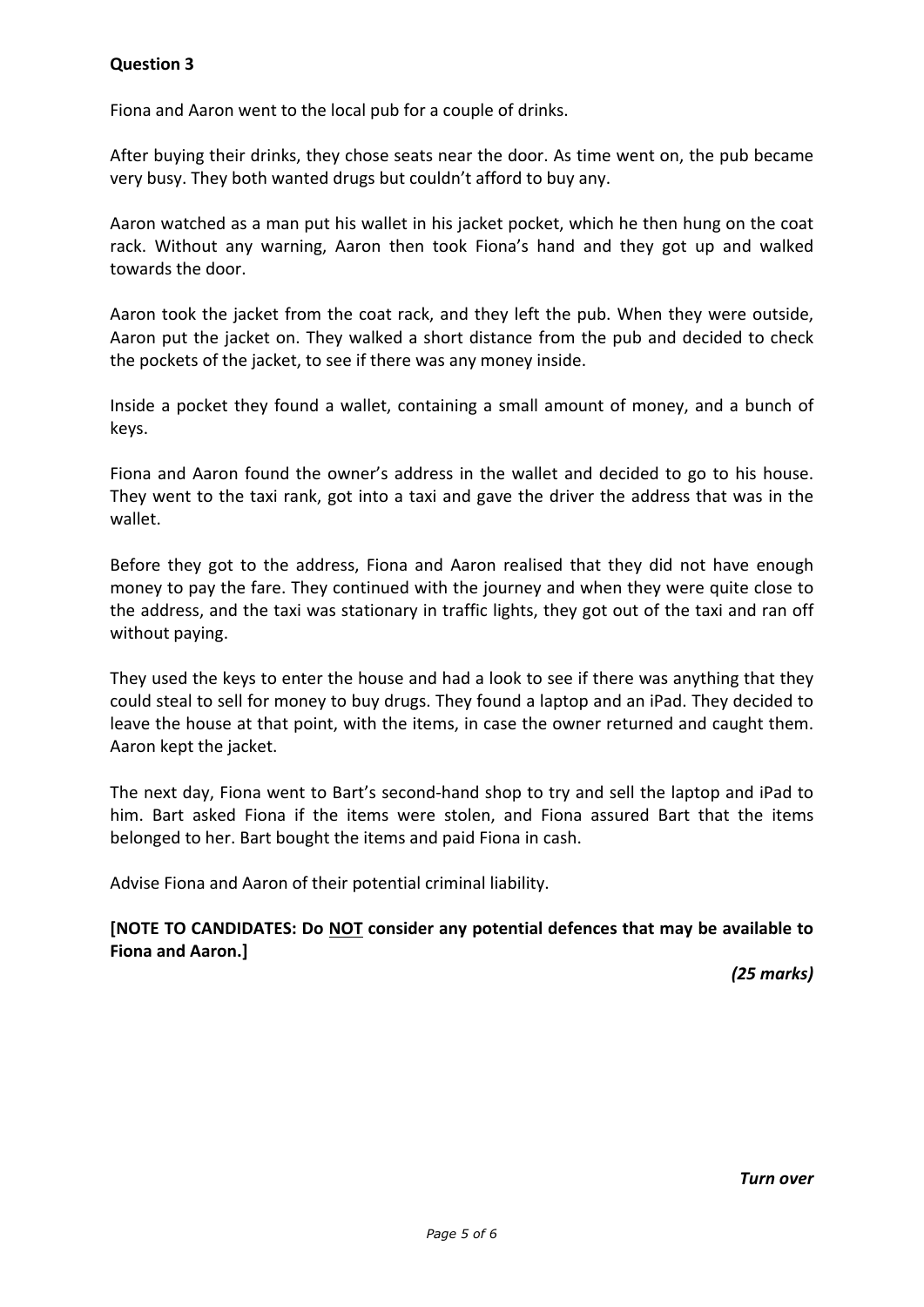**Question 3**

Fiona and Aaron went to the local pub for a couple of drinks.

After buying their drinks, they chose seats near the door. As time went on, the pub became very busy. They both wanted drugs but couldn't afford to buy any.

Aaron watched as a man put his wallet in his jacket pocket, which he then hung on the coat rack. Without any warning, Aaron then took Fiona's hand and they got up and walked towards the door.

Aaron took the jacket from the coat rack, and they left the pub. When they were outside, Aaron put the jacket on. They walked a short distance from the pub and decided to check the pockets of the jacket, to see if there was any money inside.

Inside a pocket they found a wallet, containing a small amount of money, and a bunch of keys.

Fiona and Aaron found the owner's address in the wallet and decided to go to his house. They went to the taxi rank, got into a taxi and gave the driver the address that was in the wallet.

Before they got to the address, Fiona and Aaron realised that they did not have enough money to pay the fare. They continued with the journey and when they were quite close to the address, and the taxi was stationary in traffic lights, they got out of the taxi and ran off without paying.

They used the keys to enter the house and had a look to see if there was anything that they could steal to sell for money to buy drugs. They found a laptop and an iPad. They decided to leave the house at that point, with the items, in case the owner returned and caught them. Aaron kept the jacket.

The next day, Fiona went to Bart's second-hand shop to try and sell the laptop and iPad to him. Bart asked Fiona if the items were stolen, and Fiona assured Bart that the items belonged to her. Bart bought the items and paid Fiona in cash.

Advise Fiona and Aaron of their potential criminal liability.

**[NOTE TO CANDIDATES: Do NOT consider any potential defences that may be available to Fiona and Aaron.]**

***(25 marks)***

***Turn over***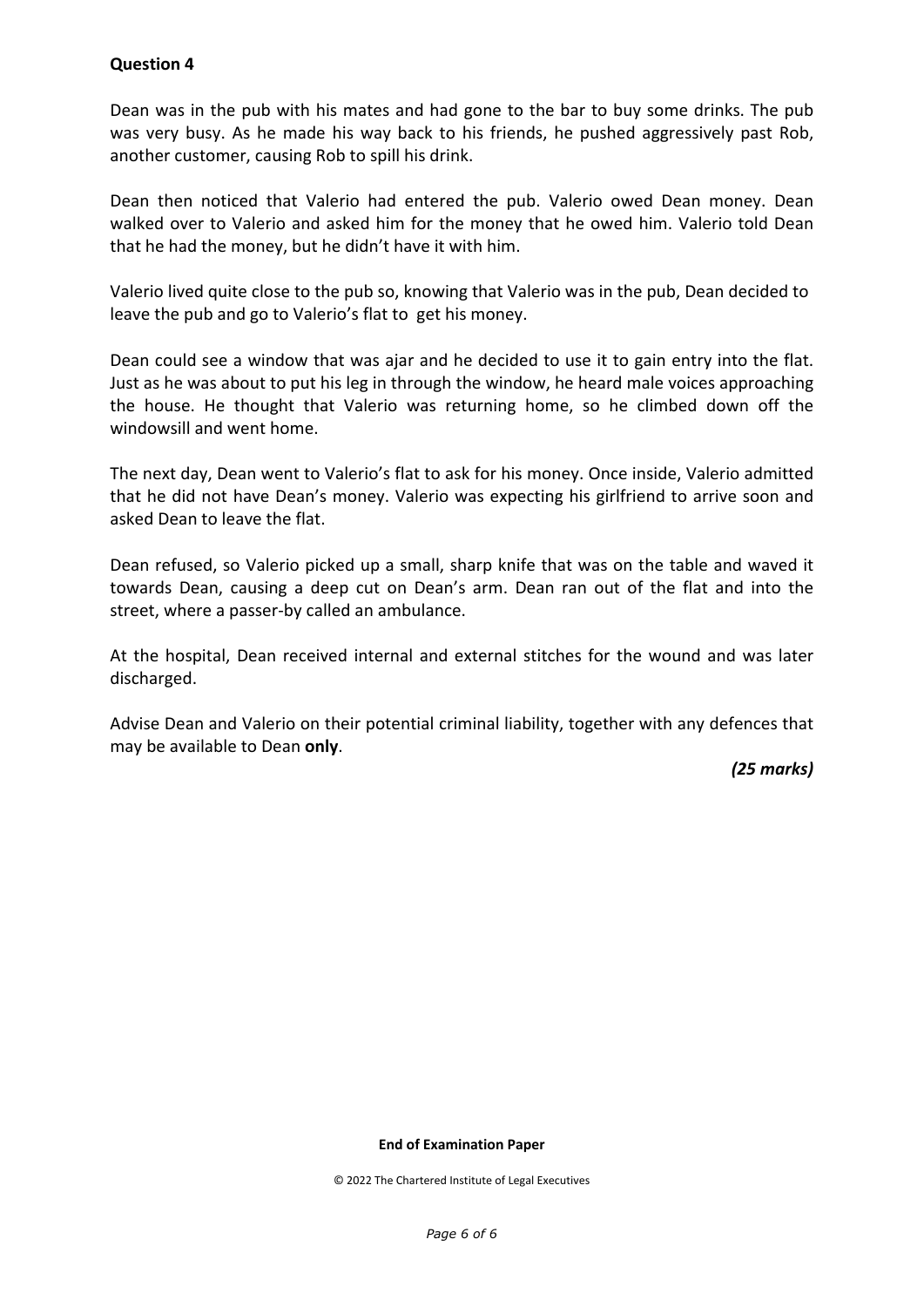**Question 4**

Dean was in the pub with his mates and had gone to the bar to buy some drinks. The pub was very busy. As he made his way back to his friends, he pushed aggressively past Rob, another customer, causing Rob to spill his drink.

Dean then noticed that Valerio had entered the pub. Valerio owed Dean money. Dean walked over to Valerio and asked him for the money that he owed him. Valerio told Dean that he had the money, but he didn't have it with him.

Valerio lived quite close to the pub so, knowing that Valerio was in the pub, Dean decided to leave the pub and go to Valerio's flat to get his money.

Dean could see a window that was ajar and he decided to use it to gain entry into the flat. Just as he was about to put his leg in through the window, he heard male voices approaching the house. He thought that Valerio was returning home, so he climbed down off the windowsill and went home.

The next day, Dean went to Valerio's flat to ask for his money. Once inside, Valerio admitted that he did not have Dean's money. Valerio was expecting his girlfriend to arrive soon and asked Dean to leave the flat.

Dean refused, so Valerio picked up a small, sharp knife that was on the table and waved it towards Dean, causing a deep cut on Dean's arm. Dean ran out of the flat and into the street, where a passer-by called an ambulance.

At the hospital, Dean received internal and external stitches for the wound and was later discharged.

Advise Dean and Valerio on their potential criminal liability, together with any defences that may be available to Dean **only**.

***(25 marks)***

**End of Examination Paper**

© 2022 The Chartered Institute of Legal Executives